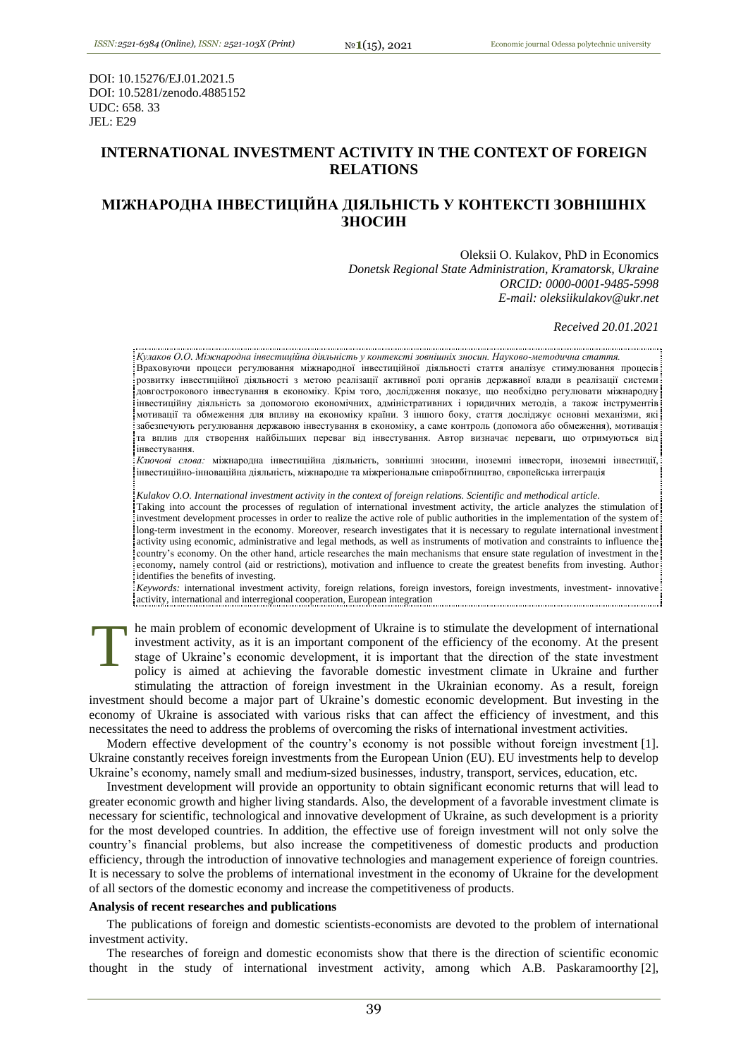DOI: 10.15276/EJ.01.2021.5
DOI: 10.5281/zenodo.4885152
UDC: 658. 33
JEL: E29

# INTERNATIONAL INVESTMENT ACTIVITY IN THE CONTEXT OF FOREIGN RELATIONS

# МІЖНАРОДНА ІНВЕСТИЦІЙНА ДІЯЛЬНІСТЬ У КОНТЕКСТІ ЗОВНІШНІХ ЗНОСИН

Oleksii O. Kulakov, PhD in Economics
*Donetsk Regional State Administration, Kramatorsk, Ukraine*
*ORCID: 0000-0001-9485-5998*
*E-mail: oleksiikulakov@ukr.net*

*Received 20.01.2021*

*Кулаков О.О. Міжнародна інвестиційна діяльність у контексті зовнішніх зносин. Науково-методична стаття.*
Враховуючи процеси регулювання міжнародної інвестиційної діяльності стаття аналізує стимулювання процесів розвитку інвестиційної діяльності з метою реалізації активної ролі органів державної влади в реалізації системи довгострокового інвестування в економіку. Крім того, дослідження показує, що необхідно регулювати міжнародну інвестиційну діяльність за допомогою економічних, адміністративних і юридичних методів, а також інструментів мотивації та обмеження для впливу на економіку країни. З іншого боку, стаття досліджує основні механізми, які забезпечують регулювання державою інвестування в економіку, а саме контроль (допомога або обмеження), мотивація та вплив для створення найбільших переваг від інвестування. Автор визначає переваги, що отримуються від інвестування.
*Ключові слова:* міжнародна інвестиційна діяльність, зовнішні зносини, іноземні інвестори, іноземні інвестиції, інвестиційно-інноваційна діяльність, міжнародне та міжрегіональне співробітництво, європейська інтеграція

*Kulakov O.O. International investment activity in the context of foreign relations. Scientific and methodical article.*
Taking into account the processes of regulation of international investment activity, the article analyzes the stimulation of investment development processes in order to realize the active role of public authorities in the implementation of the system of long-term investment in the economy. Moreover, research investigates that it is necessary to regulate international investment activity using economic, administrative and legal methods, as well as instruments of motivation and constraints to influence the country's economy. On the other hand, article researches the main mechanisms that ensure state regulation of investment in the economy, namely control (aid or restrictions), motivation and influence to create the greatest benefits from investing. Author identifies the benefits of investing.
*Keywords:* international investment activity, foreign relations, foreign investors, foreign investments, investment- innovative activity, international and interregional cooperation, European integration

The main problem of economic development of Ukraine is to stimulate the development of international investment activity, as it is an important component of the efficiency of the economy. At the present stage of Ukraine's economic development, it is important that the direction of the state investment policy is aimed at achieving the favorable domestic investment climate in Ukraine and further stimulating the attraction of foreign investment in the Ukrainian economy. As a result, foreign investment should become a major part of Ukraine's domestic economic development. But investing in the economy of Ukraine is associated with various risks that can affect the efficiency of investment, and this necessitates the need to address the problems of overcoming the risks of international investment activities.

Modern effective development of the country's economy is not possible without foreign investment [1]. Ukraine constantly receives foreign investments from the European Union (EU). EU investments help to develop Ukraine's economy, namely small and medium-sized businesses, industry, transport, services, education, etc.

Investment development will provide an opportunity to obtain significant economic returns that will lead to greater economic growth and higher living standards. Also, the development of a favorable investment climate is necessary for scientific, technological and innovative development of Ukraine, as such development is a priority for the most developed countries. In addition, the effective use of foreign investment will not only solve the country's financial problems, but also increase the competitiveness of domestic products and production efficiency, through the introduction of innovative technologies and management experience of foreign countries. It is necessary to solve the problems of international investment in the economy of Ukraine for the development of all sectors of the domestic economy and increase the competitiveness of products.

### Analysis of recent researches and publications

The publications of foreign and domestic scientists-economists are devoted to the problem of international investment activity.

The researches of foreign and domestic economists show that there is the direction of scientific economic thought in the study of international investment activity, among which A.B. Paskaramoorthy [2],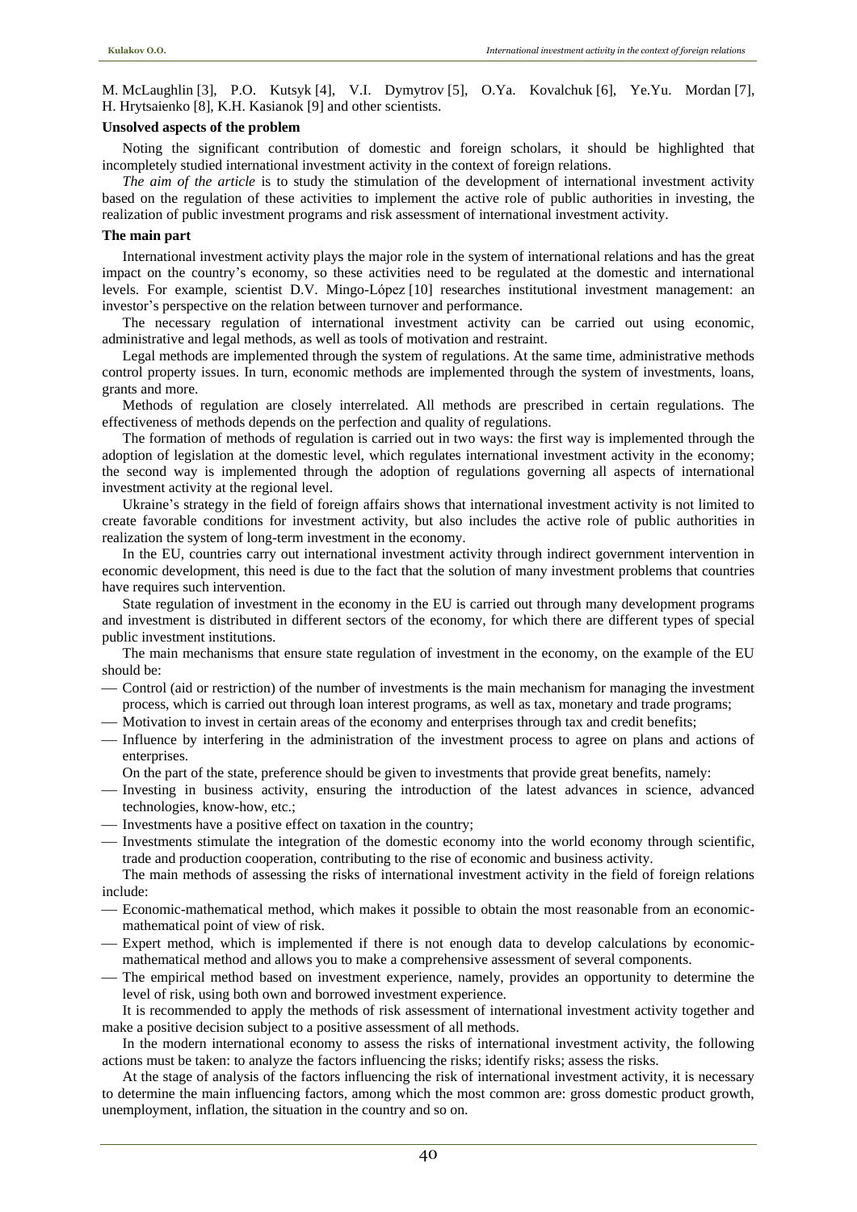M. McLaughlin [3], P.O. Kutsyk [4], V.I. Dymytrov [5], O.Ya. Kovalchuk [6], Ye.Yu. Mordan [7], H. Hrytsaienko [8], K.H. Kasianok [9] and other scientists.

**Unsolved aspects of the problem**

Noting the significant contribution of domestic and foreign scholars, it should be highlighted that incompletely studied international investment activity in the context of foreign relations.

*The aim of the article* is to study the stimulation of the development of international investment activity based on the regulation of these activities to implement the active role of public authorities in investing, the realization of public investment programs and risk assessment of international investment activity.

**The main part**

International investment activity plays the major role in the system of international relations and has the great impact on the country's economy, so these activities need to be regulated at the domestic and international levels. For example, scientist D.V. Mingo-López [10] researches institutional investment management: an investor's perspective on the relation between turnover and performance.

The necessary regulation of international investment activity can be carried out using economic, administrative and legal methods, as well as tools of motivation and restraint.

Legal methods are implemented through the system of regulations. At the same time, administrative methods control property issues. In turn, economic methods are implemented through the system of investments, loans, grants and more.

Methods of regulation are closely interrelated. All methods are prescribed in certain regulations. The effectiveness of methods depends on the perfection and quality of regulations.

The formation of methods of regulation is carried out in two ways: the first way is implemented through the adoption of legislation at the domestic level, which regulates international investment activity in the economy; the second way is implemented through the adoption of regulations governing all aspects of international investment activity at the regional level.

Ukraine's strategy in the field of foreign affairs shows that international investment activity is not limited to create favorable conditions for investment activity, but also includes the active role of public authorities in realization the system of long-term investment in the economy.

In the EU, countries carry out international investment activity through indirect government intervention in economic development, this need is due to the fact that the solution of many investment problems that countries have requires such intervention.

State regulation of investment in the economy in the EU is carried out through many development programs and investment is distributed in different sectors of the economy, for which there are different types of special public investment institutions.

The main mechanisms that ensure state regulation of investment in the economy, on the example of the EU should be:

- Control (aid or restriction) of the number of investments is the main mechanism for managing the investment process, which is carried out through loan interest programs, as well as tax, monetary and trade programs;
- Motivation to invest in certain areas of the economy and enterprises through tax and credit benefits;
- Influence by interfering in the administration of the investment process to agree on plans and actions of enterprises.

On the part of the state, preference should be given to investments that provide great benefits, namely:

- Investing in business activity, ensuring the introduction of the latest advances in science, advanced technologies, know-how, etc.;
- Investments have a positive effect on taxation in the country;
- Investments stimulate the integration of the domestic economy into the world economy through scientific, trade and production cooperation, contributing to the rise of economic and business activity.

The main methods of assessing the risks of international investment activity in the field of foreign relations include:

- Economic-mathematical method, which makes it possible to obtain the most reasonable from an economic-mathematical point of view of risk.
- Expert method, which is implemented if there is not enough data to develop calculations by economic-mathematical method and allows you to make a comprehensive assessment of several components.
- The empirical method based on investment experience, namely, provides an opportunity to determine the level of risk, using both own and borrowed investment experience.

It is recommended to apply the methods of risk assessment of international investment activity together and make a positive decision subject to a positive assessment of all methods.

In the modern international economy to assess the risks of international investment activity, the following actions must be taken: to analyze the factors influencing the risks; identify risks; assess the risks.

At the stage of analysis of the factors influencing the risk of international investment activity, it is necessary to determine the main influencing factors, among which the most common are: gross domestic product growth, unemployment, inflation, the situation in the country and so on.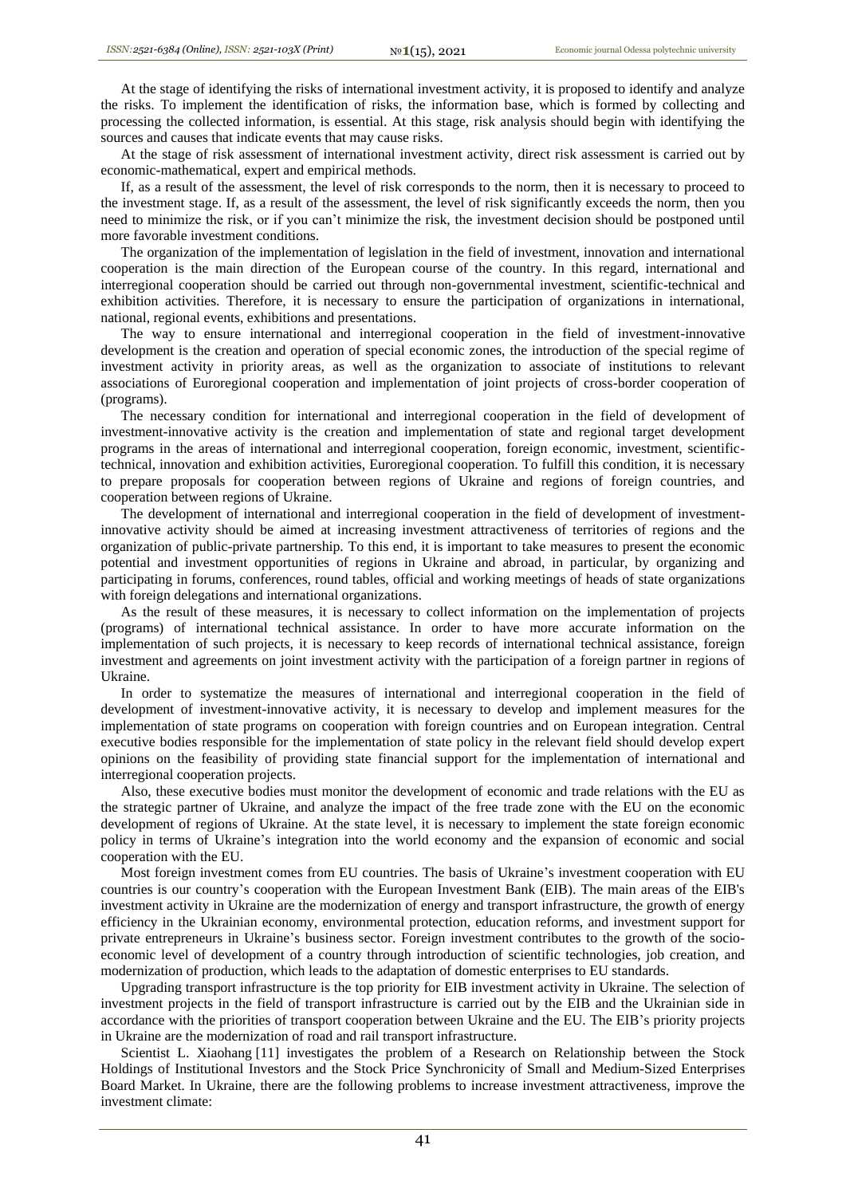At the stage of identifying the risks of international investment activity, it is proposed to identify and analyze the risks. To implement the identification of risks, the information base, which is formed by collecting and processing the collected information, is essential. At this stage, risk analysis should begin with identifying the sources and causes that indicate events that may cause risks.

At the stage of risk assessment of international investment activity, direct risk assessment is carried out by economic-mathematical, expert and empirical methods.

If, as a result of the assessment, the level of risk corresponds to the norm, then it is necessary to proceed to the investment stage. If, as a result of the assessment, the level of risk significantly exceeds the norm, then you need to minimize the risk, or if you can't minimize the risk, the investment decision should be postponed until more favorable investment conditions.

The organization of the implementation of legislation in the field of investment, innovation and international cooperation is the main direction of the European course of the country. In this regard, international and interregional cooperation should be carried out through non-governmental investment, scientific-technical and exhibition activities. Therefore, it is necessary to ensure the participation of organizations in international, national, regional events, exhibitions and presentations.

The way to ensure international and interregional cooperation in the field of investment-innovative development is the creation and operation of special economic zones, the introduction of the special regime of investment activity in priority areas, as well as the organization to associate of institutions to relevant associations of Euroregional cooperation and implementation of joint projects of cross-border cooperation of (programs).

The necessary condition for international and interregional cooperation in the field of development of investment-innovative activity is the creation and implementation of state and regional target development programs in the areas of international and interregional cooperation, foreign economic, investment, scientific-technical, innovation and exhibition activities, Euroregional cooperation. To fulfill this condition, it is necessary to prepare proposals for cooperation between regions of Ukraine and regions of foreign countries, and cooperation between regions of Ukraine.

The development of international and interregional cooperation in the field of development of investment-innovative activity should be aimed at increasing investment attractiveness of territories of regions and the organization of public-private partnership. To this end, it is important to take measures to present the economic potential and investment opportunities of regions in Ukraine and abroad, in particular, by organizing and participating in forums, conferences, round tables, official and working meetings of heads of state organizations with foreign delegations and international organizations.

As the result of these measures, it is necessary to collect information on the implementation of projects (programs) of international technical assistance. In order to have more accurate information on the implementation of such projects, it is necessary to keep records of international technical assistance, foreign investment and agreements on joint investment activity with the participation of a foreign partner in regions of Ukraine.

In order to systematize the measures of international and interregional cooperation in the field of development of investment-innovative activity, it is necessary to develop and implement measures for the implementation of state programs on cooperation with foreign countries and on European integration. Central executive bodies responsible for the implementation of state policy in the relevant field should develop expert opinions on the feasibility of providing state financial support for the implementation of international and interregional cooperation projects.

Also, these executive bodies must monitor the development of economic and trade relations with the EU as the strategic partner of Ukraine, and analyze the impact of the free trade zone with the EU on the economic development of regions of Ukraine. At the state level, it is necessary to implement the state foreign economic policy in terms of Ukraine's integration into the world economy and the expansion of economic and social cooperation with the EU.

Most foreign investment comes from EU countries. The basis of Ukraine's investment cooperation with EU countries is our country's cooperation with the European Investment Bank (EIB). The main areas of the EIB's investment activity in Ukraine are the modernization of energy and transport infrastructure, the growth of energy efficiency in the Ukrainian economy, environmental protection, education reforms, and investment support for private entrepreneurs in Ukraine's business sector. Foreign investment contributes to the growth of the socio-economic level of development of a country through introduction of scientific technologies, job creation, and modernization of production, which leads to the adaptation of domestic enterprises to EU standards.

Upgrading transport infrastructure is the top priority for EIB investment activity in Ukraine. The selection of investment projects in the field of transport infrastructure is carried out by the EIB and the Ukrainian side in accordance with the priorities of transport cooperation between Ukraine and the EU. The EIB's priority projects in Ukraine are the modernization of road and rail transport infrastructure.

Scientist L. Xiaohang [11] investigates the problem of a Research on Relationship between the Stock Holdings of Institutional Investors and the Stock Price Synchronicity of Small and Medium-Sized Enterprises Board Market. In Ukraine, there are the following problems to increase investment attractiveness, improve the investment climate: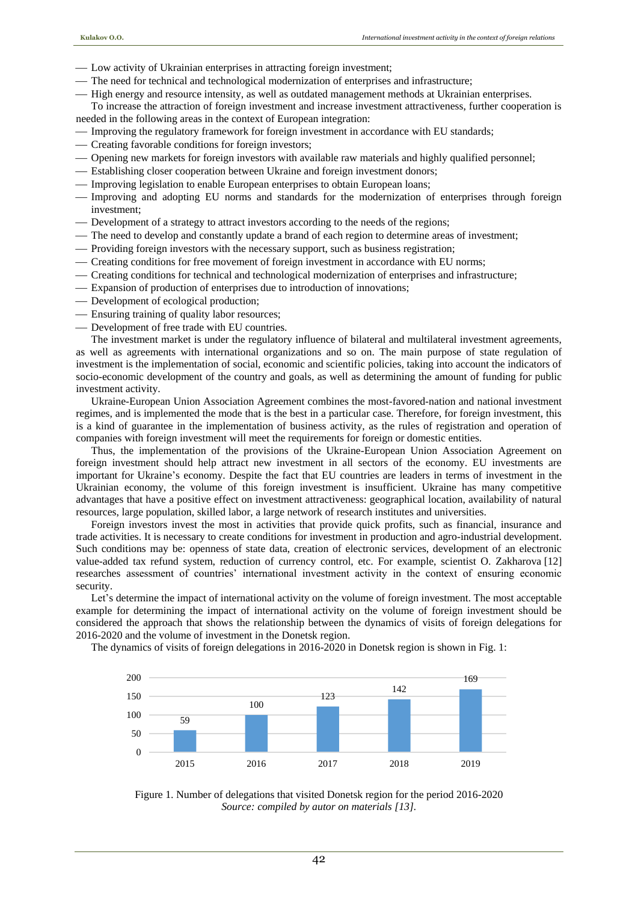- Low activity of Ukrainian enterprises in attracting foreign investment;
- The need for technical and technological modernization of enterprises and infrastructure;
- High energy and resource intensity, as well as outdated management methods at Ukrainian enterprises.

To increase the attraction of foreign investment and increase investment attractiveness, further cooperation is needed in the following areas in the context of European integration:

- Improving the regulatory framework for foreign investment in accordance with EU standards;
- Creating favorable conditions for foreign investors;
- Opening new markets for foreign investors with available raw materials and highly qualified personnel;
- Establishing closer cooperation between Ukraine and foreign investment donors;
- Improving legislation to enable European enterprises to obtain European loans;
- Improving and adopting EU norms and standards for the modernization of enterprises through foreign investment;
- Development of a strategy to attract investors according to the needs of the regions;
- The need to develop and constantly update a brand of each region to determine areas of investment;
- Providing foreign investors with the necessary support, such as business registration;
- Creating conditions for free movement of foreign investment in accordance with EU norms;
- Creating conditions for technical and technological modernization of enterprises and infrastructure;
- Expansion of production of enterprises due to introduction of innovations;
- Development of ecological production;
- Ensuring training of quality labor resources;
- Development of free trade with EU countries.

The investment market is under the regulatory influence of bilateral and multilateral investment agreements, as well as agreements with international organizations and so on. The main purpose of state regulation of investment is the implementation of social, economic and scientific policies, taking into account the indicators of socio-economic development of the country and goals, as well as determining the amount of funding for public investment activity.

Ukraine-European Union Association Agreement combines the most-favored-nation and national investment regimes, and is implemented the mode that is the best in a particular case. Therefore, for foreign investment, this is a kind of guarantee in the implementation of business activity, as the rules of registration and operation of companies with foreign investment will meet the requirements for foreign or domestic entities.

Thus, the implementation of the provisions of the Ukraine-European Union Association Agreement on foreign investment should help attract new investment in all sectors of the economy. EU investments are important for Ukraine's economy. Despite the fact that EU countries are leaders in terms of investment in the Ukrainian economy, the volume of this foreign investment is insufficient. Ukraine has many competitive advantages that have a positive effect on investment attractiveness: geographical location, availability of natural resources, large population, skilled labor, a large network of research institutes and universities.

Foreign investors invest the most in activities that provide quick profits, such as financial, insurance and trade activities. It is necessary to create conditions for investment in production and agro-industrial development. Such conditions may be: openness of state data, creation of electronic services, development of an electronic value-added tax refund system, reduction of currency control, etc. For example, scientist O. Zakharova [12] researches assessment of countries' international investment activity in the context of ensuring economic security.

Let's determine the impact of international activity on the volume of foreign investment. The most acceptable example for determining the impact of international activity on the volume of foreign investment should be considered the approach that shows the relationship between the dynamics of visits of foreign delegations for 2016-2020 and the volume of investment in the Donetsk region.

The dynamics of visits of foreign delegations in 2016-2020 in Donetsk region is shown in Fig. 1:

| 2015 | 2016 | 2017 | 2018 | 2019 |
|---|---|---|---|---|
| 59 | 100 | 123 | 142 | 169 |

Figure 1. Number of delegations that visited Donetsk region for the period 2016-2020
*Source: compiled by autor on materials [13].*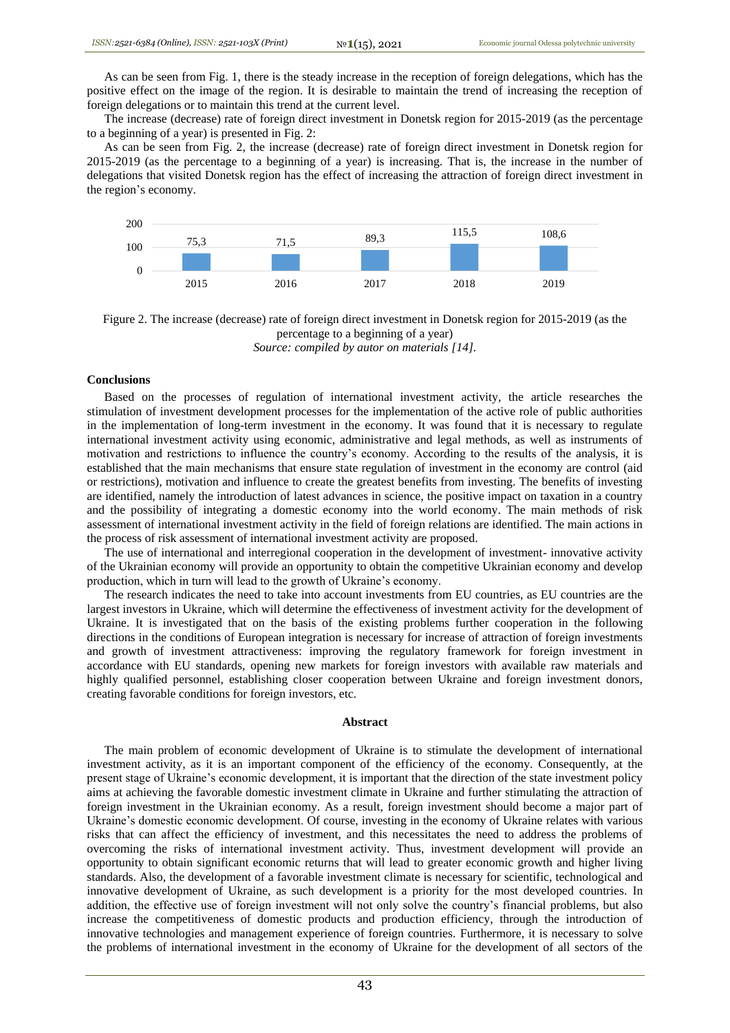As can be seen from Fig. 1, there is the steady increase in the reception of foreign delegations, which has the positive effect on the image of the region. It is desirable to maintain the trend of increasing the reception of foreign delegations or to maintain this trend at the current level.

The increase (decrease) rate of foreign direct investment in Donetsk region for 2015-2019 (as the percentage to a beginning of a year) is presented in Fig. 2:

As can be seen from Fig. 2, the increase (decrease) rate of foreign direct investment in Donetsk region for 2015-2019 (as the percentage to a beginning of a year) is increasing. That is, the increase in the number of delegations that visited Donetsk region has the effect of increasing the attraction of foreign direct investment in the region's economy.

| Year | 2015 | 2016 | 2017 | 2018 | 2019 |
|---|---|---|---|---|---|
| Value | 75,3 | 71,5 | 89,3 | 115,5 | 108,6 |

Figure 2. The increase (decrease) rate of foreign direct investment in Donetsk region for 2015-2019 (as the percentage to a beginning of a year)

*Source: compiled by autor on materials [14].*

## Conclusions

Based on the processes of regulation of international investment activity, the article researches the stimulation of investment development processes for the implementation of the active role of public authorities in the implementation of long-term investment in the economy. It was found that it is necessary to regulate international investment activity using economic, administrative and legal methods, as well as instruments of motivation and restrictions to influence the country's economy. According to the results of the analysis, it is established that the main mechanisms that ensure state regulation of investment in the economy are control (aid or restrictions), motivation and influence to create the greatest benefits from investing. The benefits of investing are identified, namely the introduction of latest advances in science, the positive impact on taxation in a country and the possibility of integrating a domestic economy into the world economy. The main methods of risk assessment of international investment activity in the field of foreign relations are identified. The main actions in the process of risk assessment of international investment activity are proposed.

The use of international and interregional cooperation in the development of investment- innovative activity of the Ukrainian economy will provide an opportunity to obtain the competitive Ukrainian economy and develop production, which in turn will lead to the growth of Ukraine's economy.

The research indicates the need to take into account investments from EU countries, as EU countries are the largest investors in Ukraine, which will determine the effectiveness of investment activity for the development of Ukraine. It is investigated that on the basis of the existing problems further cooperation in the following directions in the conditions of European integration is necessary for increase of attraction of foreign investments and growth of investment attractiveness: improving the regulatory framework for foreign investment in accordance with EU standards, opening new markets for foreign investors with available raw materials and highly qualified personnel, establishing closer cooperation between Ukraine and foreign investment donors, creating favorable conditions for foreign investors, etc.

## Abstract

The main problem of economic development of Ukraine is to stimulate the development of international investment activity, as it is an important component of the efficiency of the economy. Consequently, at the present stage of Ukraine's economic development, it is important that the direction of the state investment policy aims at achieving the favorable domestic investment climate in Ukraine and further stimulating the attraction of foreign investment in the Ukrainian economy. As a result, foreign investment should become a major part of Ukraine's domestic economic development. Of course, investing in the economy of Ukraine relates with various risks that can affect the efficiency of investment, and this necessitates the need to address the problems of overcoming the risks of international investment activity. Thus, investment development will provide an opportunity to obtain significant economic returns that will lead to greater economic growth and higher living standards. Also, the development of a favorable investment climate is necessary for scientific, technological and innovative development of Ukraine, as such development is a priority for the most developed countries. In addition, the effective use of foreign investment will not only solve the country's financial problems, but also increase the competitiveness of domestic products and production efficiency, through the introduction of innovative technologies and management experience of foreign countries. Furthermore, it is necessary to solve the problems of international investment in the economy of Ukraine for the development of all sectors of the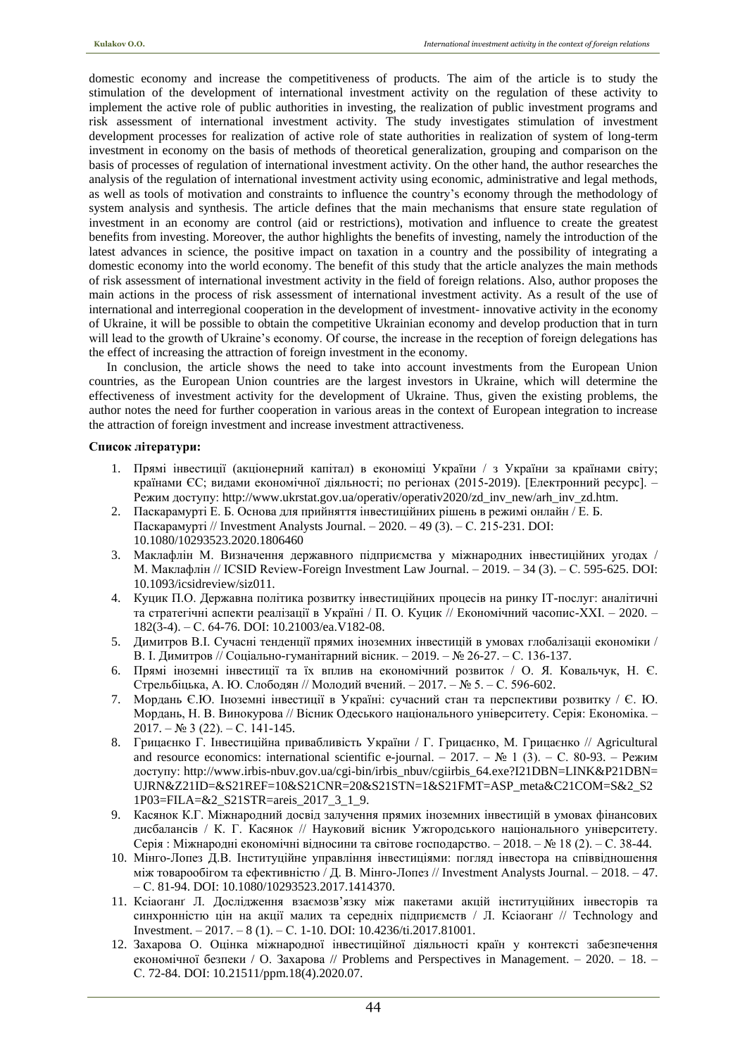domestic economy and increase the competitiveness of products. The aim of the article is to study the stimulation of the development of international investment activity on the regulation of these activity to implement the active role of public authorities in investing, the realization of public investment programs and risk assessment of international investment activity. The study investigates stimulation of investment development processes for realization of active role of state authorities in realization of system of long-term investment in economy on the basis of methods of theoretical generalization, grouping and comparison on the basis of processes of regulation of international investment activity. On the other hand, the author researches the analysis of the regulation of international investment activity using economic, administrative and legal methods, as well as tools of motivation and constraints to influence the country's economy through the methodology of system analysis and synthesis. The article defines that the main mechanisms that ensure state regulation of investment in an economy are control (aid or restrictions), motivation and influence to create the greatest benefits from investing. Moreover, the author highlights the benefits of investing, namely the introduction of the latest advances in science, the positive impact on taxation in a country and the possibility of integrating a domestic economy into the world economy. The benefit of this study that the article analyzes the main methods of risk assessment of international investment activity in the field of foreign relations. Also, author proposes the main actions in the process of risk assessment of international investment activity. As a result of the use of international and interregional cooperation in the development of investment- innovative activity in the economy of Ukraine, it will be possible to obtain the competitive Ukrainian economy and develop production that in turn will lead to the growth of Ukraine's economy. Of course, the increase in the reception of foreign delegations has the effect of increasing the attraction of foreign investment in the economy.

In conclusion, the article shows the need to take into account investments from the European Union countries, as the European Union countries are the largest investors in Ukraine, which will determine the effectiveness of investment activity for the development of Ukraine. Thus, given the existing problems, the author notes the need for further cooperation in various areas in the context of European integration to increase the attraction of foreign investment and increase investment attractiveness.

**Список літератури:**

1. Прямі інвестиції (акціонерний капітал) в економіці України / з України за країнами світу; країнами ЄС; видами економічної діяльності; по регіонах (2015-2019). [Електронний ресурс]. – Режим доступу: http://www.ukrstat.gov.ua/operativ/operativ2020/zd_inv_new/arh_inv_zd.htm.
2. Паскарамурті Е. Б. Основа для прийняття інвестиційних рішень в режимі онлайн / Е. Б. Паскарамурті // Investment Analysts Journal. – 2020. – 49 (3). – С. 215-231. DOI: 10.1080/10293523.2020.1806460
3. Маклафлін М. Визначення державного підприємства у міжнародних інвестиційних угодах / М. Маклафлін // ICSID Review-Foreign Investment Law Journal. – 2019. – 34 (3). – С. 595-625. DOI: 10.1093/icsidreview/siz011.
4. Куцик П.О. Державна політика розвитку інвестиційних процесів на ринку IT-послуг: аналітичні та стратегічні аспекти реалізації в Україні / П. О. Куцик // Економічний часопис-XXI. – 2020. – 182(3-4). – С. 64-76. DOI: 10.21003/ea.V182-08.
5. Димитров В.І. Сучасні тенденції прямих іноземних інвестицій в умовах глобалізації економіки / В. І. Димитров // Соціально-гуманітарний вісник. – 2019. – № 26-27. – С. 136-137.
6. Прямі іноземні інвестиції та їх вплив на економічний розвиток / О. Я. Ковальчук, Н. Є. Стрельбіцька, А. Ю. Слободян // Молодий вчений. – 2017. – № 5. – С. 596-602.
7. Мордань Є.Ю. Іноземні інвестиції в Україні: сучасний стан та перспективи розвитку / Є. Ю. Мордань, Н. В. Винокурова // Вісник Одеського національного університету. Серія: Економіка. – 2017. – № 3 (22). – С. 141-145.
8. Грицаєнко Г. Інвестиційна привабливість України / Г. Грицаєнко, М. Грицаєнко // Agricultural and resource economics: international scientific e-journal. – 2017. – № 1 (3). – С. 80-93. – Режим доступу: http://www.irbis-nbuv.gov.ua/cgi-bin/irbis_nbuv/cgiirbis_64.exe?I21DBN=LINK&P21DBN=UJRN&Z21ID=&S21REF=10&S21CNR=20&S21STN=1&S21FMT=ASP_meta&C21COM=S&2_S21P03=FILA=&2_S21STR=areis_2017_3_1_9.
9. Касянок К.Г. Міжнародний досвід залучення прямих іноземних інвестицій в умовах фінансових дисбалансів / К. Г. Касянок // Науковий вісник Ужгородського національного університету. Серія : Міжнародні економічні відносини та світове господарство. – 2018. – № 18 (2). – С. 38-44.
10. Мінго-Лопез Д.В. Інституційне управління інвестиціями: погляд інвестора на співвідношення між товарообігом та ефективністю / Д. В. Мінго-Лопез // Investment Analysts Journal. – 2018. – 47. – С. 81-94. DOI: 10.1080/10293523.2017.1414370.
11. Ксіаоганґ Л. Дослідження взаємозв'язку між пакетами акцій інституційних інвесторів та синхронністю цін на акції малих та середніх підприємств / Л. Ксіаоганґ // Technology and Investment. – 2017. – 8 (1). – С. 1-10. DOI: 10.4236/ti.2017.81001.
12. Захарова О. Оцінка міжнародної інвестиційної діяльності країн у контексті забезпечення економічної безпеки / О. Захарова // Problems and Perspectives in Management. – 2020. – 18. – С. 72-84. DOI: 10.21511/ppm.18(4).2020.07.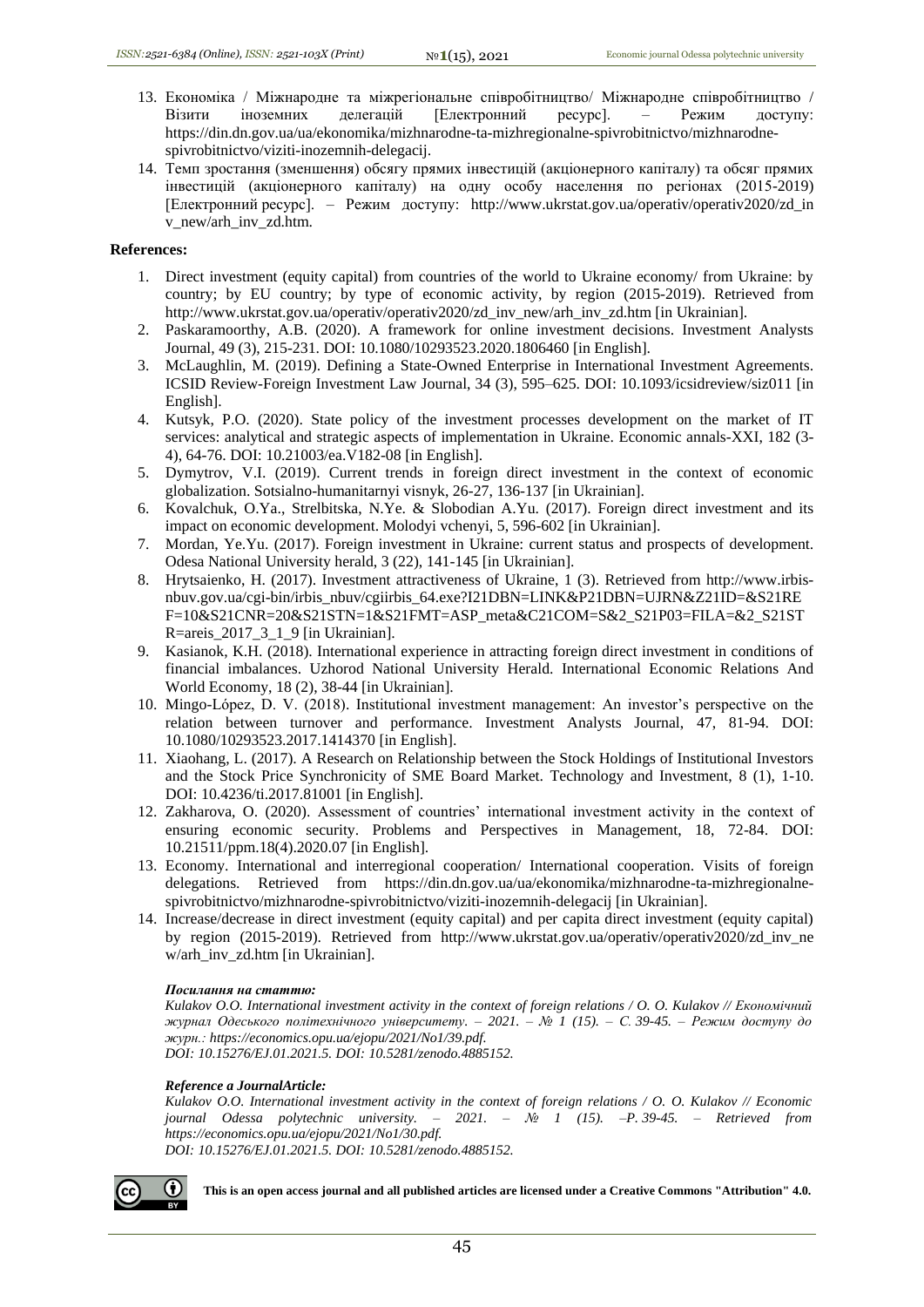13. Економіка / Міжнародне та міжрегіональне співробітництво/ Міжнародне співробітництво / Візити іноземних делегацій [Електронний ресурс]. – Режим доступу: https://din.dn.gov.ua/ua/ekonomika/mizhnarodne-ta-mizhregionalne-spivrobitnictvo/mizhnarodne-spivrobitnictvo/viziti-inozemnih-delegacij.
14. Темп зростання (зменшення) обсягу прямих інвестицій (акціонерного капіталу) та обсяг прямих інвестицій (акціонерного капіталу) на одну особу населення по регіонах (2015-2019) [Електронний ресурс]. – Режим доступу: http://www.ukrstat.gov.ua/operativ/operativ2020/zd_inv_new/arh_inv_zd.htm.

**References:**

1. Direct investment (equity capital) from countries of the world to Ukraine economy/ from Ukraine: by country; by EU country; by type of economic activity, by region (2015-2019). Retrieved from http://www.ukrstat.gov.ua/operativ/operativ2020/zd_inv_new/arh_inv_zd.htm [in Ukrainian].
2. Paskaramoorthy, A.B. (2020). A framework for online investment decisions. Investment Analysts Journal, 49 (3), 215-231. DOI: 10.1080/10293523.2020.1806460 [in English].
3. McLaughlin, M. (2019). Defining a State-Owned Enterprise in International Investment Agreements. ICSID Review-Foreign Investment Law Journal, 34 (3), 595–625. DOI: 10.1093/icsidreview/siz011 [in English].
4. Kutsyk, P.O. (2020). State policy of the investment processes development on the market of IT services: analytical and strategic aspects of implementation in Ukraine. Economic annals-XXI, 182 (3-4), 64-76. DOI: 10.21003/ea.V182-08 [in English].
5. Dymytrov, V.I. (2019). Current trends in foreign direct investment in the context of economic globalization. Sotsialno-humanitarnyi visnyk, 26-27, 136-137 [in Ukrainian].
6. Kovalchuk, O.Ya., Strelbitska, N.Ye. & Slobodian A.Yu. (2017). Foreign direct investment and its impact on economic development. Molodyi vchenyi, 5, 596-602 [in Ukrainian].
7. Mordan, Ye.Yu. (2017). Foreign investment in Ukraine: current status and prospects of development. Odesa National University herald, 3 (22), 141-145 [in Ukrainian].
8. Hrytsaienko, H. (2017). Investment attractiveness of Ukraine, 1 (3). Retrieved from http://www.irbis-nbuv.gov.ua/cgi-bin/irbis_nbuv/cgiirbis_64.exe?I21DBN=LINK&P21DBN=UJRN&Z21ID=&S21REF=10&S21CNR=20&S21STN=1&S21FMT=ASP_meta&C21COM=S&2_S21P03=FILA=&2_S21STR=areis_2017_3_1_9 [in Ukrainian].
9. Kasianok, K.H. (2018). International experience in attracting foreign direct investment in conditions of financial imbalances. Uzhorod National University Herald. International Economic Relations And World Economy, 18 (2), 38-44 [in Ukrainian].
10. Mingo-López, D. V. (2018). Institutional investment management: An investor's perspective on the relation between turnover and performance. Investment Analysts Journal, 47, 81-94. DOI: 10.1080/10293523.2017.1414370 [in English].
11. Xiaohang, L. (2017). A Research on Relationship between the Stock Holdings of Institutional Investors and the Stock Price Synchronicity of SME Board Market. Technology and Investment, 8 (1), 1-10. DOI: 10.4236/ti.2017.81001 [in English].
12. Zakharova, O. (2020). Assessment of countries' international investment activity in the context of ensuring economic security. Problems and Perspectives in Management, 18, 72-84. DOI: 10.21511/ppm.18(4).2020.07 [in English].
13. Economy. International and interregional cooperation/ International cooperation. Visits of foreign delegations. Retrieved from https://din.dn.gov.ua/ua/ekonomika/mizhnarodne-ta-mizhregionalne-spivrobitnictvo/mizhnarodne-spivrobitnictvo/viziti-inozemnih-delegacij [in Ukrainian].
14. Increase/decrease in direct investment (equity capital) and per capita direct investment (equity capital) by region (2015-2019). Retrieved from http://www.ukrstat.gov.ua/operativ/operativ2020/zd_inv_new/arh_inv_zd.htm [in Ukrainian].

***Посилання на статтю:***

*Kulakov O.O. International investment activity in the context of foreign relations / O. O. Kulakov // Економічний журнал Одеського політехнічного університету. – 2021. – № 1 (15). – С. 39-45. – Режим доступу до журн.: https://economics.opu.ua/ejopu/2021/No1/39.pdf.*
*DOI: 10.15276/EJ.01.2021.5. DOI: 10.5281/zenodo.4885152.*

***Reference a JournalArticle:***

*Kulakov O.O. International investment activity in the context of foreign relations / O. O. Kulakov // Economic journal Odessa polytechnic university. – 2021. – № 1 (15). –P. 39-45. – Retrieved from https://economics.opu.ua/ejopu/2021/No1/30.pdf.*
*DOI: 10.15276/EJ.01.2021.5. DOI: 10.5281/zenodo.4885152.*

**This is an open access journal and all published articles are licensed under a Creative Commons "Attribution" 4.0.**